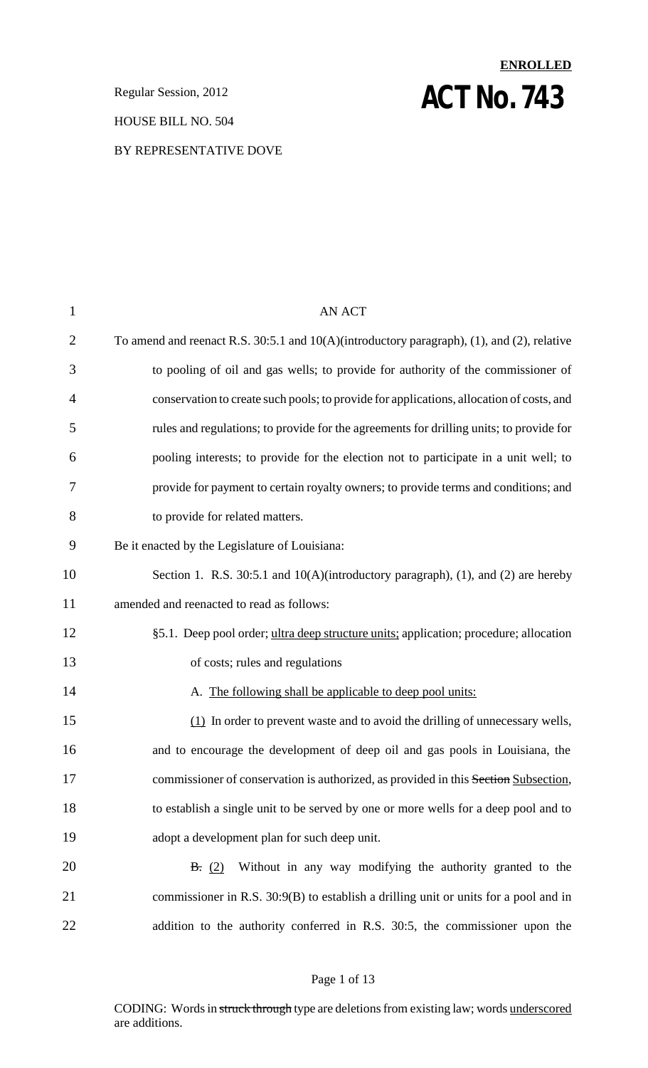**ENROLLED**

Regular Session, 2012

# ACT No. 743

HOUSE BILL NO. 504

BY REPRESENTATIVE DOVE

AN ACT

To amend and reenact R.S. 30:5.1 and 10(A)(introductory paragraph), (1), and (2), relative to pooling of oil and gas wells; to provide for authority of the commissioner of conservation to create such pools; to provide for applications, allocation of costs, and rules and regulations; to provide for the agreements for drilling units; to provide for pooling interests; to provide for the election not to participate in a unit well; to provide for payment to certain royalty owners; to provide terms and conditions; and to provide for related matters.

Be it enacted by the Legislature of Louisiana:

Section 1. R.S. 30:5.1 and 10(A)(introductory paragraph), (1), and (2) are hereby amended and reenacted to read as follows:

§5.1. Deep pool order; <u>ultra deep structure units;</u> application; procedure; allocation of costs; rules and regulations

A. <u>The following shall be applicable to deep pool units:</u>

<u>(1)</u> In order to prevent waste and to avoid the drilling of unnecessary wells, and to encourage the development of deep oil and gas pools in Louisiana, the commissioner of conservation is authorized, as provided in this ~~Section~~ <u>Subsection</u>, to establish a single unit to be served by one or more wells for a deep pool and to adopt a development plan for such deep unit.

~~B.~~ <u>(2)</u> Without in any way modifying the authority granted to the commissioner in R.S. 30:9(B) to establish a drilling unit or units for a pool and in addition to the authority conferred in R.S. 30:5, the commissioner upon the

CODING: Words in ~~struck through~~ type are deletions from existing law; words <u>underscored</u> are additions.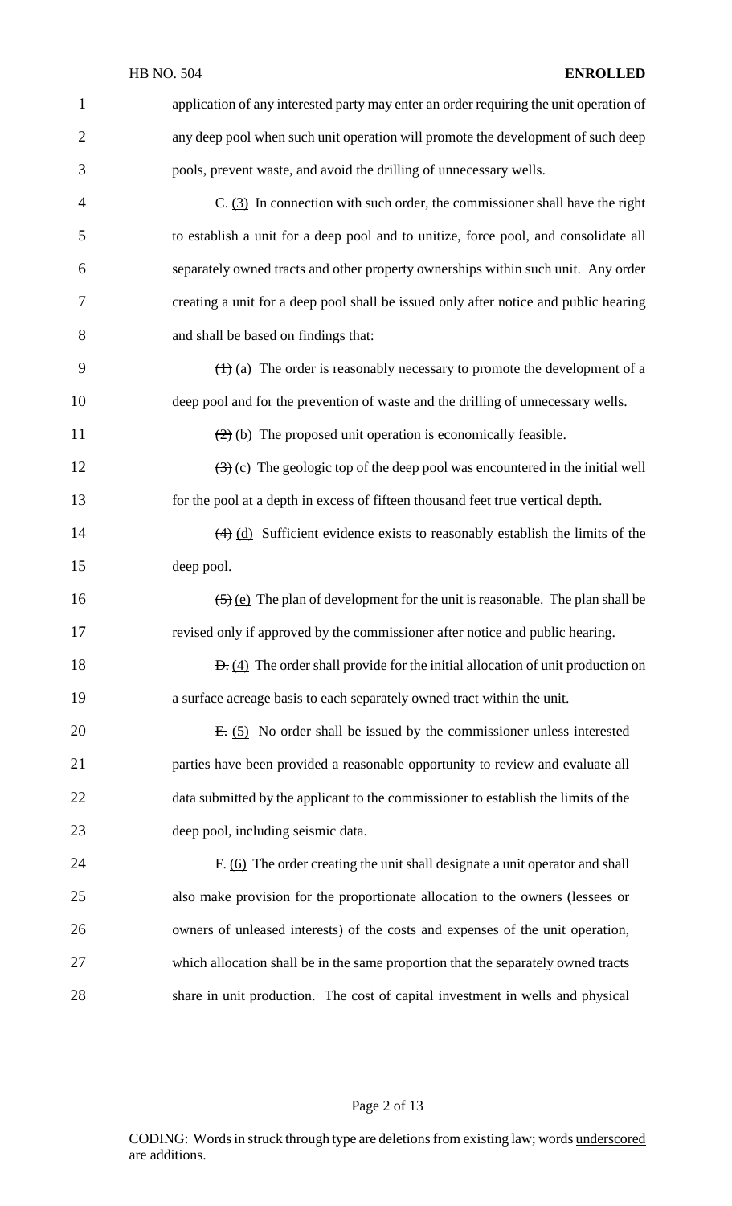application of any interested party may enter an order requiring the unit operation of any deep pool when such unit operation will promote the development of such deep pools, prevent waste, and avoid the drilling of unnecessary wells.

~~C.~~ (3) In connection with such order, the commissioner shall have the right to establish a unit for a deep pool and to unitize, force pool, and consolidate all separately owned tracts and other property ownerships within such unit. Any order creating a unit for a deep pool shall be issued only after notice and public hearing and shall be based on findings that:

~~(1)~~ (a) The order is reasonably necessary to promote the development of a deep pool and for the prevention of waste and the drilling of unnecessary wells.

~~(2)~~ (b) The proposed unit operation is economically feasible.

~~(3)~~ (c) The geologic top of the deep pool was encountered in the initial well for the pool at a depth in excess of fifteen thousand feet true vertical depth.

~~(4)~~ (d) Sufficient evidence exists to reasonably establish the limits of the deep pool.

~~(5)~~ (e) The plan of development for the unit is reasonable. The plan shall be revised only if approved by the commissioner after notice and public hearing.

~~D.~~ (4) The order shall provide for the initial allocation of unit production on a surface acreage basis to each separately owned tract within the unit.

~~E.~~ (5) No order shall be issued by the commissioner unless interested parties have been provided a reasonable opportunity to review and evaluate all data submitted by the applicant to the commissioner to establish the limits of the deep pool, including seismic data.

~~F.~~ (6) The order creating the unit shall designate a unit operator and shall also make provision for the proportionate allocation to the owners (lessees or owners of unleased interests) of the costs and expenses of the unit operation, which allocation shall be in the same proportion that the separately owned tracts share in unit production. The cost of capital investment in wells and physical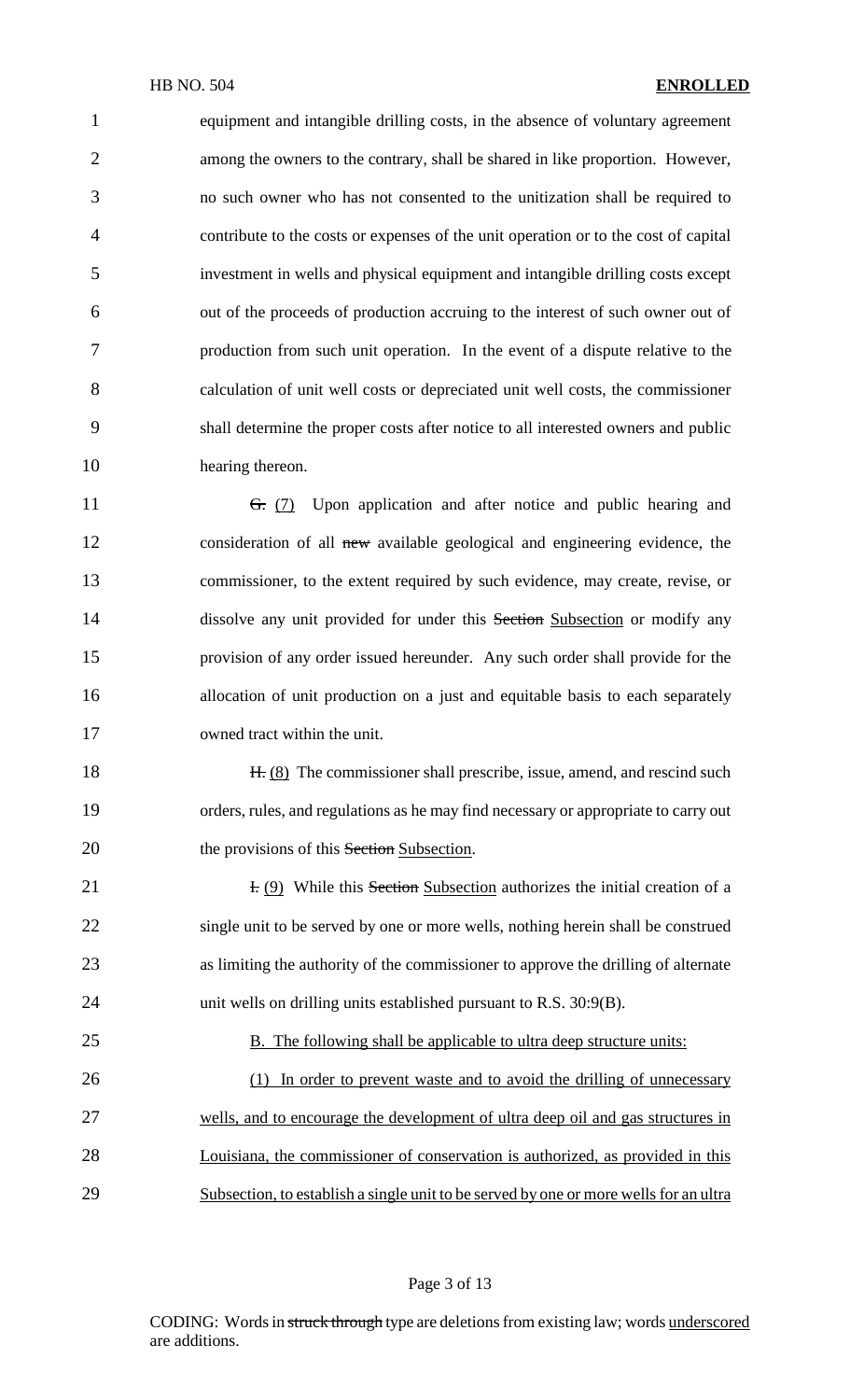equipment and intangible drilling costs, in the absence of voluntary agreement among the owners to the contrary, shall be shared in like proportion. However, no such owner who has not consented to the unitization shall be required to contribute to the costs or expenses of the unit operation or to the cost of capital investment in wells and physical equipment and intangible drilling costs except out of the proceeds of production accruing to the interest of such owner out of production from such unit operation. In the event of a dispute relative to the calculation of unit well costs or depreciated unit well costs, the commissioner shall determine the proper costs after notice to all interested owners and public hearing thereon.

~~G.~~ <u>(7)</u> Upon application and after notice and public hearing and consideration of all ~~new~~ available geological and engineering evidence, the commissioner, to the extent required by such evidence, may create, revise, or dissolve any unit provided for under this ~~Section~~ <u>Subsection</u> or modify any provision of any order issued hereunder. Any such order shall provide for the allocation of unit production on a just and equitable basis to each separately owned tract within the unit.

~~H.~~ <u>(8)</u> The commissioner shall prescribe, issue, amend, and rescind such orders, rules, and regulations as he may find necessary or appropriate to carry out the provisions of this ~~Section~~ <u>Subsection</u>.

~~I.~~ <u>(9)</u> While this ~~Section~~ <u>Subsection</u> authorizes the initial creation of a single unit to be served by one or more wells, nothing herein shall be construed as limiting the authority of the commissioner to approve the drilling of alternate unit wells on drilling units established pursuant to R.S. 30:9(B).

<u>B. The following shall be applicable to ultra deep structure units:</u>

<u>(1) In order to prevent waste and to avoid the drilling of unnecessary wells, and to encourage the development of ultra deep oil and gas structures in Louisiana, the commissioner of conservation is authorized, as provided in this Subsection, to establish a single unit to be served by one or more wells for an ultra</u>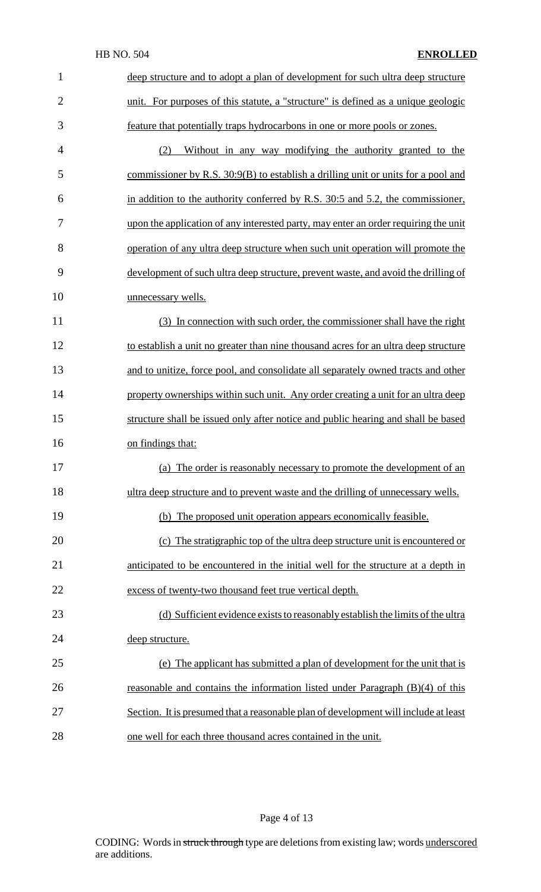deep structure and to adopt a plan of development for such ultra deep structure unit. For purposes of this statute, a "structure" is defined as a unique geologic feature that potentially traps hydrocarbons in one or more pools or zones.

(2) Without in any way modifying the authority granted to the commissioner by R.S. 30:9(B) to establish a drilling unit or units for a pool and in addition to the authority conferred by R.S. 30:5 and 5.2, the commissioner, upon the application of any interested party, may enter an order requiring the unit operation of any ultra deep structure when such unit operation will promote the development of such ultra deep structure, prevent waste, and avoid the drilling of unnecessary wells.

(3) In connection with such order, the commissioner shall have the right to establish a unit no greater than nine thousand acres for an ultra deep structure and to unitize, force pool, and consolidate all separately owned tracts and other property ownerships within such unit. Any order creating a unit for an ultra deep structure shall be issued only after notice and public hearing and shall be based on findings that:

(a) The order is reasonably necessary to promote the development of an ultra deep structure and to prevent waste and the drilling of unnecessary wells.

(b) The proposed unit operation appears economically feasible.

(c) The stratigraphic top of the ultra deep structure unit is encountered or anticipated to be encountered in the initial well for the structure at a depth in excess of twenty-two thousand feet true vertical depth.

(d) Sufficient evidence exists to reasonably establish the limits of the ultra deep structure.

(e) The applicant has submitted a plan of development for the unit that is reasonable and contains the information listed under Paragraph (B)(4) of this Section. It is presumed that a reasonable plan of development will include at least one well for each three thousand acres contained in the unit.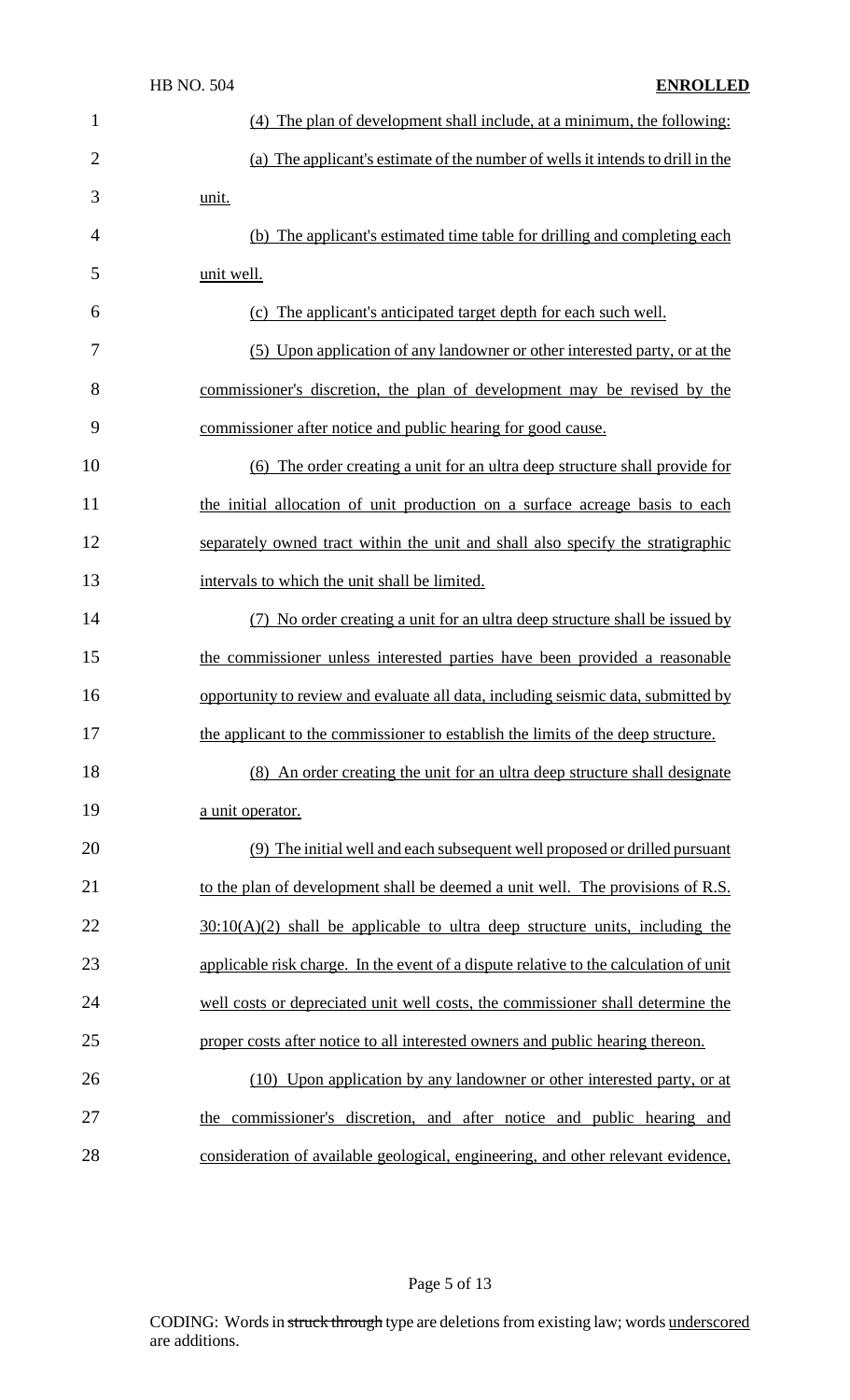(4) The plan of development shall include, at a minimum, the following:

(a) The applicant's estimate of the number of wells it intends to drill in the unit.

(b) The applicant's estimated time table for drilling and completing each unit well.

(c) The applicant's anticipated target depth for each such well.

(5) Upon application of any landowner or other interested party, or at the commissioner's discretion, the plan of development may be revised by the commissioner after notice and public hearing for good cause.

(6) The order creating a unit for an ultra deep structure shall provide for the initial allocation of unit production on a surface acreage basis to each separately owned tract within the unit and shall also specify the stratigraphic intervals to which the unit shall be limited.

(7) No order creating a unit for an ultra deep structure shall be issued by the commissioner unless interested parties have been provided a reasonable opportunity to review and evaluate all data, including seismic data, submitted by the applicant to the commissioner to establish the limits of the deep structure.

(8) An order creating the unit for an ultra deep structure shall designate a unit operator.

(9) The initial well and each subsequent well proposed or drilled pursuant to the plan of development shall be deemed a unit well. The provisions of R.S. 30:10(A)(2) shall be applicable to ultra deep structure units, including the applicable risk charge. In the event of a dispute relative to the calculation of unit well costs or depreciated unit well costs, the commissioner shall determine the proper costs after notice to all interested owners and public hearing thereon.

(10) Upon application by any landowner or other interested party, or at the commissioner's discretion, and after notice and public hearing and consideration of available geological, engineering, and other relevant evidence,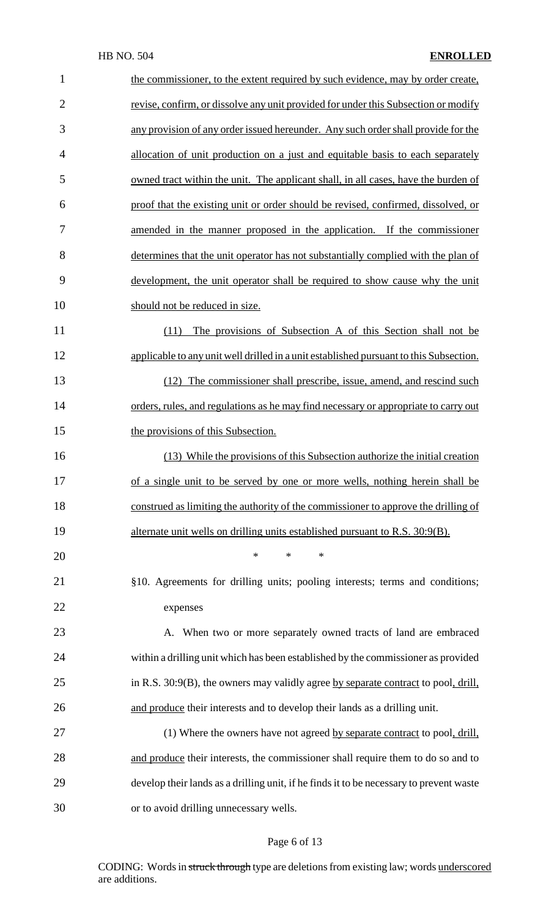the commissioner, to the extent required by such evidence, may by order create, revise, confirm, or dissolve any unit provided for under this Subsection or modify any provision of any order issued hereunder. Any such order shall provide for the allocation of unit production on a just and equitable basis to each separately owned tract within the unit. The applicant shall, in all cases, have the burden of proof that the existing unit or order should be revised, confirmed, dissolved, or amended in the manner proposed in the application. If the commissioner determines that the unit operator has not substantially complied with the plan of development, the unit operator shall be required to show cause why the unit should not be reduced in size.

(11) The provisions of Subsection A of this Section shall not be applicable to any unit well drilled in a unit established pursuant to this Subsection.

(12) The commissioner shall prescribe, issue, amend, and rescind such orders, rules, and regulations as he may find necessary or appropriate to carry out the provisions of this Subsection.

(13) While the provisions of this Subsection authorize the initial creation of a single unit to be served by one or more wells, nothing herein shall be construed as limiting the authority of the commissioner to approve the drilling of alternate unit wells on drilling units established pursuant to R.S. 30:9(B).

\* \* \*

§10. Agreements for drilling units; pooling interests; terms and conditions; expenses

A. When two or more separately owned tracts of land are embraced within a drilling unit which has been established by the commissioner as provided in R.S. 30:9(B), the owners may validly agree by separate contract to pool, drill, and produce their interests and to develop their lands as a drilling unit.

(1) Where the owners have not agreed by separate contract to pool, drill, and produce their interests, the commissioner shall require them to do so and to develop their lands as a drilling unit, if he finds it to be necessary to prevent waste or to avoid drilling unnecessary wells.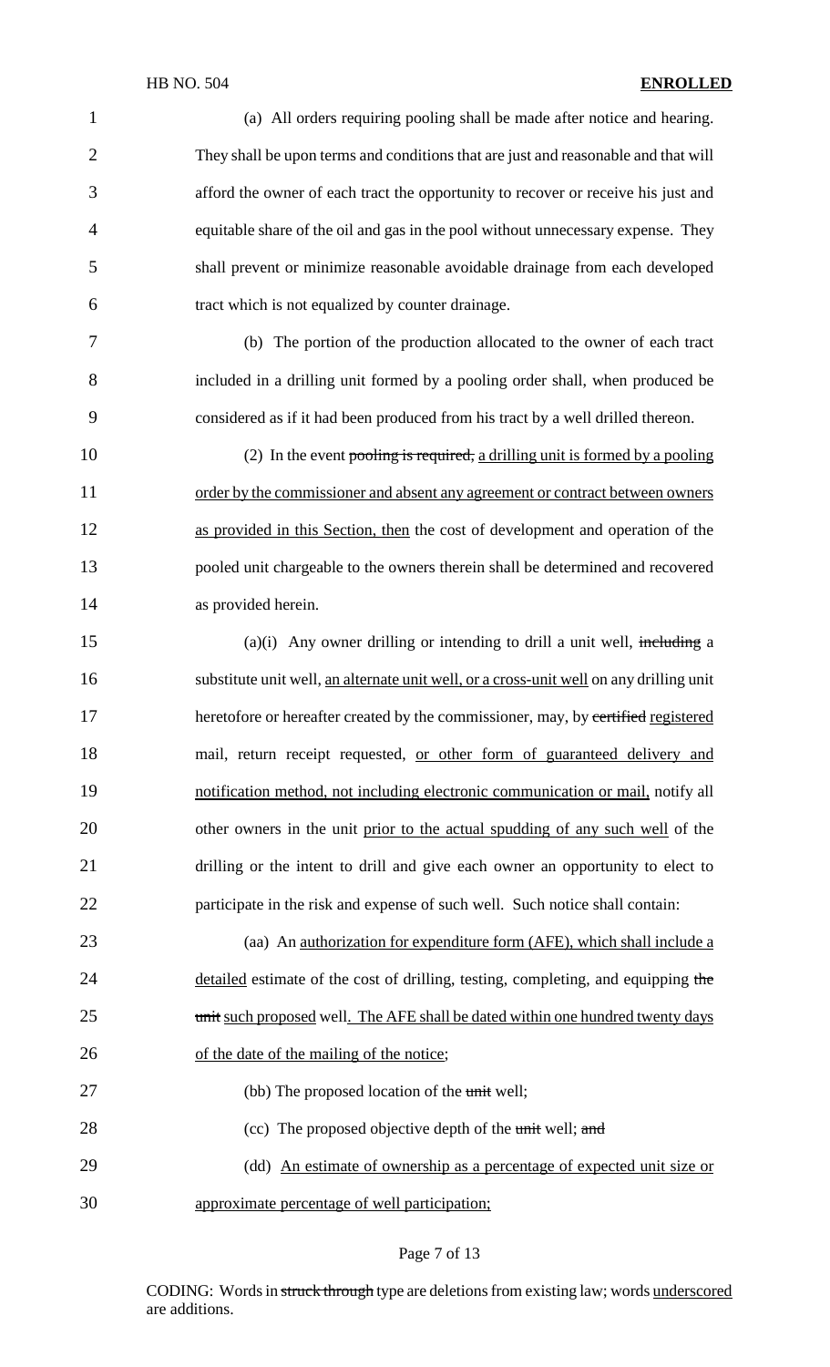(a) All orders requiring pooling shall be made after notice and hearing. They shall be upon terms and conditions that are just and reasonable and that will afford the owner of each tract the opportunity to recover or receive his just and equitable share of the oil and gas in the pool without unnecessary expense. They shall prevent or minimize reasonable avoidable drainage from each developed tract which is not equalized by counter drainage.

(b) The portion of the production allocated to the owner of each tract included in a drilling unit formed by a pooling order shall, when produced be considered as if it had been produced from his tract by a well drilled thereon.

(2) In the event ~~pooling is required,~~ a drilling unit is formed by a pooling order by the commissioner and absent any agreement or contract between owners as provided in this Section, then the cost of development and operation of the pooled unit chargeable to the owners therein shall be determined and recovered as provided herein.

(a)(i) Any owner drilling or intending to drill a unit well, ~~including~~ a substitute unit well, an alternate unit well, or a cross-unit well on any drilling unit heretofore or hereafter created by the commissioner, may, by ~~certified~~ registered mail, return receipt requested, or other form of guaranteed delivery and notification method, not including electronic communication or mail, notify all other owners in the unit prior to the actual spudding of any such well of the drilling or the intent to drill and give each owner an opportunity to elect to participate in the risk and expense of such well. Such notice shall contain:

(aa) An authorization for expenditure form (AFE), which shall include a detailed estimate of the cost of drilling, testing, completing, and equipping ~~the unit~~ such proposed well. The AFE shall be dated within one hundred twenty days of the date of the mailing of the notice;

(bb) The proposed location of the ~~unit~~ well;

(cc) The proposed objective depth of the ~~unit~~ well; ~~and~~

(dd) An estimate of ownership as a percentage of expected unit size or approximate percentage of well participation;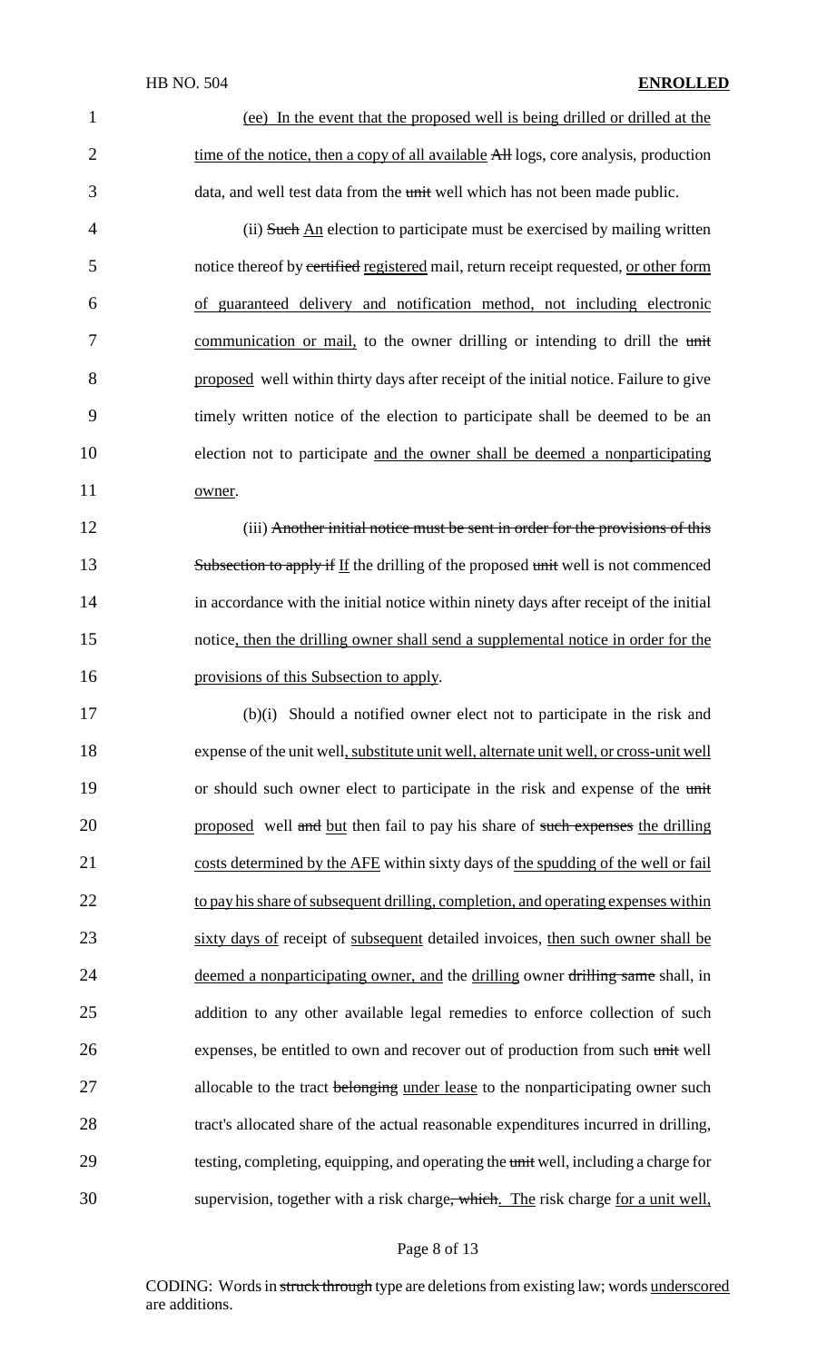(ee) In the event that the proposed well is being drilled or drilled at the time of the notice, then a copy of all available All logs, core analysis, production data, and well test data from the unit well which has not been made public.

(ii) Such An election to participate must be exercised by mailing written notice thereof by certified registered mail, return receipt requested, or other form of guaranteed delivery and notification method, not including electronic communication or mail, to the owner drilling or intending to drill the unit proposed well within thirty days after receipt of the initial notice. Failure to give timely written notice of the election to participate shall be deemed to be an election not to participate and the owner shall be deemed a nonparticipating owner.

(iii) Another initial notice must be sent in order for the provisions of this Subsection to apply if If the drilling of the proposed unit well is not commenced in accordance with the initial notice within ninety days after receipt of the initial notice, then the drilling owner shall send a supplemental notice in order for the provisions of this Subsection to apply.

(b)(i) Should a notified owner elect not to participate in the risk and expense of the unit well, substitute unit well, alternate unit well, or cross-unit well or should such owner elect to participate in the risk and expense of the unit proposed well and but then fail to pay his share of such expenses the drilling costs determined by the AFE within sixty days of the spudding of the well or fail to pay his share of subsequent drilling, completion, and operating expenses within sixty days of receipt of subsequent detailed invoices, then such owner shall be deemed a nonparticipating owner, and the drilling owner drilling same shall, in addition to any other available legal remedies to enforce collection of such expenses, be entitled to own and recover out of production from such unit well allocable to the tract belonging under lease to the nonparticipating owner such tract's allocated share of the actual reasonable expenditures incurred in drilling, testing, completing, equipping, and operating the unit well, including a charge for supervision, together with a risk charge, which. The risk charge for a unit well,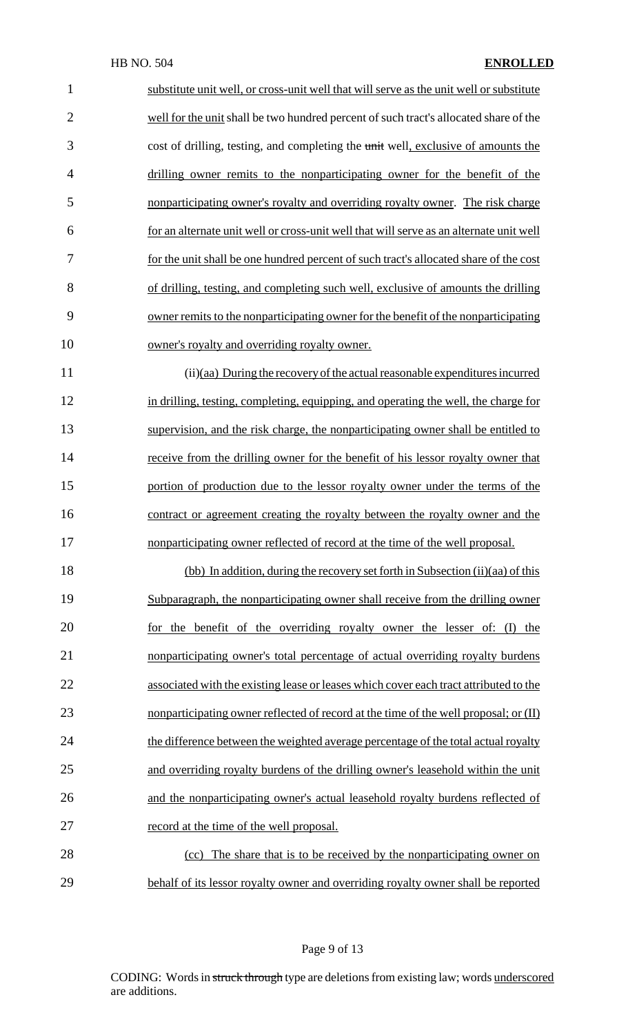substitute unit well, or cross-unit well that will serve as the unit well or substitute well for the unit shall be two hundred percent of such tract's allocated share of the cost of drilling, testing, and completing the ~~unit~~ well, exclusive of amounts the drilling owner remits to the nonparticipating owner for the benefit of the nonparticipating owner's royalty and overriding royalty owner. The risk charge for an alternate unit well or cross-unit well that will serve as an alternate unit well for the unit shall be one hundred percent of such tract's allocated share of the cost of drilling, testing, and completing such well, exclusive of amounts the drilling owner remits to the nonparticipating owner for the benefit of the nonparticipating owner's royalty and overriding royalty owner.

(ii)(aa) During the recovery of the actual reasonable expenditures incurred in drilling, testing, completing, equipping, and operating the well, the charge for supervision, and the risk charge, the nonparticipating owner shall be entitled to receive from the drilling owner for the benefit of his lessor royalty owner that portion of production due to the lessor royalty owner under the terms of the contract or agreement creating the royalty between the royalty owner and the nonparticipating owner reflected of record at the time of the well proposal.

(bb) In addition, during the recovery set forth in Subsection (ii)(aa) of this Subparagraph, the nonparticipating owner shall receive from the drilling owner for the benefit of the overriding royalty owner the lesser of: (I) the nonparticipating owner's total percentage of actual overriding royalty burdens associated with the existing lease or leases which cover each tract attributed to the nonparticipating owner reflected of record at the time of the well proposal; or (II) the difference between the weighted average percentage of the total actual royalty and overriding royalty burdens of the drilling owner's leasehold within the unit and the nonparticipating owner's actual leasehold royalty burdens reflected of record at the time of the well proposal.

(cc) The share that is to be received by the nonparticipating owner on behalf of its lessor royalty owner and overriding royalty owner shall be reported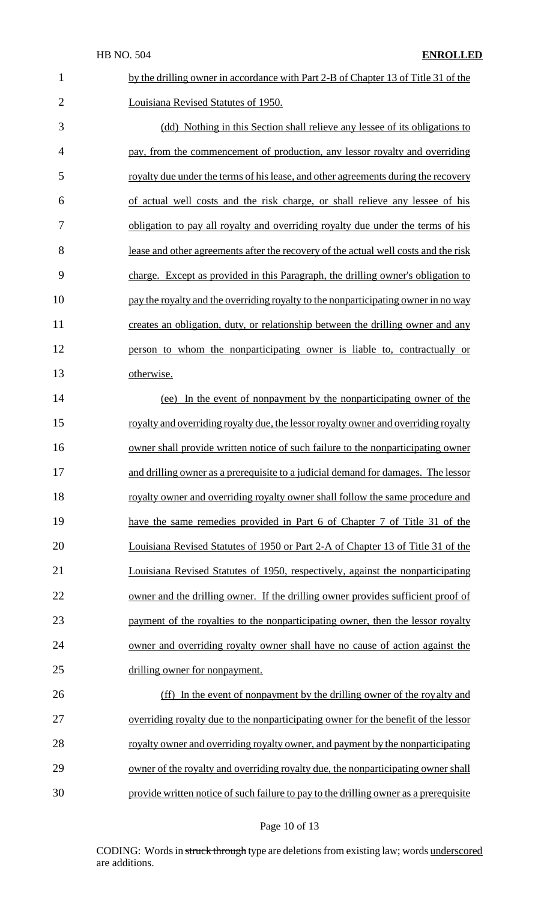by the drilling owner in accordance with Part 2-B of Chapter 13 of Title 31 of the Louisiana Revised Statutes of 1950.

(dd) Nothing in this Section shall relieve any lessee of its obligations to pay, from the commencement of production, any lessor royalty and overriding royalty due under the terms of his lease, and other agreements during the recovery of actual well costs and the risk charge, or shall relieve any lessee of his obligation to pay all royalty and overriding royalty due under the terms of his lease and other agreements after the recovery of the actual well costs and the risk charge. Except as provided in this Paragraph, the drilling owner's obligation to pay the royalty and the overriding royalty to the nonparticipating owner in no way creates an obligation, duty, or relationship between the drilling owner and any person to whom the nonparticipating owner is liable to, contractually or otherwise.

(ee) In the event of nonpayment by the nonparticipating owner of the royalty and overriding royalty due, the lessor royalty owner and overriding royalty owner shall provide written notice of such failure to the nonparticipating owner and drilling owner as a prerequisite to a judicial demand for damages. The lessor royalty owner and overriding royalty owner shall follow the same procedure and have the same remedies provided in Part 6 of Chapter 7 of Title 31 of the Louisiana Revised Statutes of 1950 or Part 2-A of Chapter 13 of Title 31 of the Louisiana Revised Statutes of 1950, respectively, against the nonparticipating owner and the drilling owner. If the drilling owner provides sufficient proof of payment of the royalties to the nonparticipating owner, then the lessor royalty owner and overriding royalty owner shall have no cause of action against the drilling owner for nonpayment.

(ff) In the event of nonpayment by the drilling owner of the royalty and overriding royalty due to the nonparticipating owner for the benefit of the lessor royalty owner and overriding royalty owner, and payment by the nonparticipating owner of the royalty and overriding royalty due, the nonparticipating owner shall provide written notice of such failure to pay to the drilling owner as a prerequisite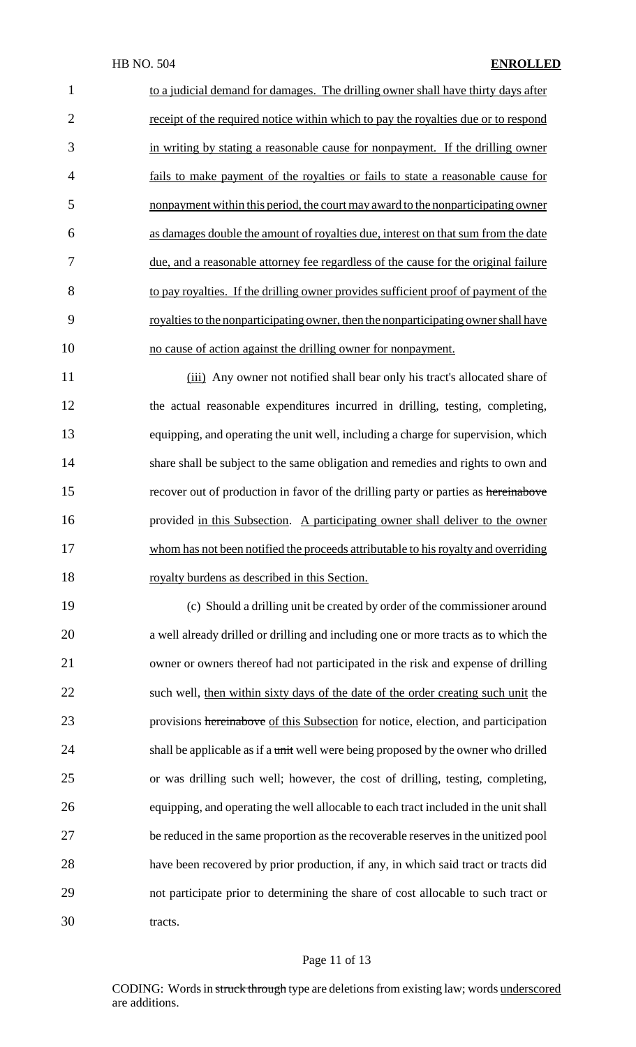to a judicial demand for damages. The drilling owner shall have thirty days after receipt of the required notice within which to pay the royalties due or to respond in writing by stating a reasonable cause for nonpayment. If the drilling owner fails to make payment of the royalties or fails to state a reasonable cause for nonpayment within this period, the court may award to the nonparticipating owner as damages double the amount of royalties due, interest on that sum from the date due, and a reasonable attorney fee regardless of the cause for the original failure to pay royalties. If the drilling owner provides sufficient proof of payment of the royalties to the nonparticipating owner, then the nonparticipating owner shall have no cause of action against the drilling owner for nonpayment.

(iii) Any owner not notified shall bear only his tract's allocated share of the actual reasonable expenditures incurred in drilling, testing, completing, equipping, and operating the unit well, including a charge for supervision, which share shall be subject to the same obligation and remedies and rights to own and recover out of production in favor of the drilling party or parties as ~~hereinabove~~ provided in this Subsection. A participating owner shall deliver to the owner whom has not been notified the proceeds attributable to his royalty and overriding royalty burdens as described in this Section.

(c) Should a drilling unit be created by order of the commissioner around a well already drilled or drilling and including one or more tracts as to which the owner or owners thereof had not participated in the risk and expense of drilling such well, then within sixty days of the date of the order creating such unit the provisions ~~hereinabove~~ of this Subsection for notice, election, and participation shall be applicable as if a ~~unit~~ well were being proposed by the owner who drilled or was drilling such well; however, the cost of drilling, testing, completing, equipping, and operating the well allocable to each tract included in the unit shall be reduced in the same proportion as the recoverable reserves in the unitized pool have been recovered by prior production, if any, in which said tract or tracts did not participate prior to determining the share of cost allocable to such tract or tracts.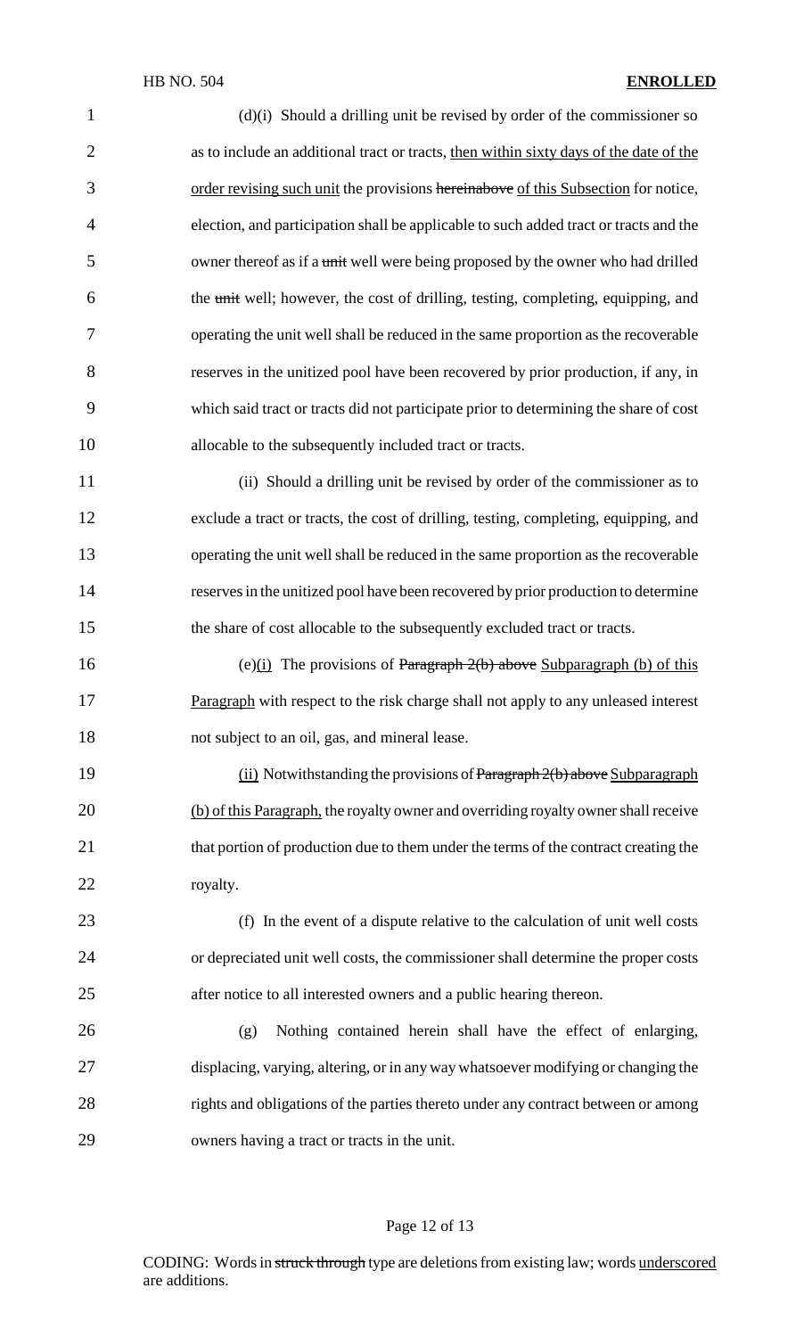(d)(i) Should a drilling unit be revised by order of the commissioner so as to include an additional tract or tracts, then within sixty days of the date of the order revising such unit the provisions ~~hereinabove~~ of this Subsection for notice, election, and participation shall be applicable to such added tract or tracts and the owner thereof as if a ~~unit~~ well were being proposed by the owner who had drilled the ~~unit~~ well; however, the cost of drilling, testing, completing, equipping, and operating the unit well shall be reduced in the same proportion as the recoverable reserves in the unitized pool have been recovered by prior production, if any, in which said tract or tracts did not participate prior to determining the share of cost allocable to the subsequently included tract or tracts.

(ii) Should a drilling unit be revised by order of the commissioner as to exclude a tract or tracts, the cost of drilling, testing, completing, equipping, and operating the unit well shall be reduced in the same proportion as the recoverable reserves in the unitized pool have been recovered by prior production to determine the share of cost allocable to the subsequently excluded tract or tracts.

(e)(i) The provisions of ~~Paragraph 2(b) above~~ Subparagraph (b) of this Paragraph with respect to the risk charge shall not apply to any unleased interest not subject to an oil, gas, and mineral lease.

(ii) Notwithstanding the provisions of ~~Paragraph 2(b) above~~ Subparagraph (b) of this Paragraph, the royalty owner and overriding royalty owner shall receive that portion of production due to them under the terms of the contract creating the royalty.

(f) In the event of a dispute relative to the calculation of unit well costs or depreciated unit well costs, the commissioner shall determine the proper costs after notice to all interested owners and a public hearing thereon.

(g) Nothing contained herein shall have the effect of enlarging, displacing, varying, altering, or in any way whatsoever modifying or changing the rights and obligations of the parties thereto under any contract between or among owners having a tract or tracts in the unit.

CODING: Words in ~~struck through~~ type are deletions from existing law; words underscored are additions.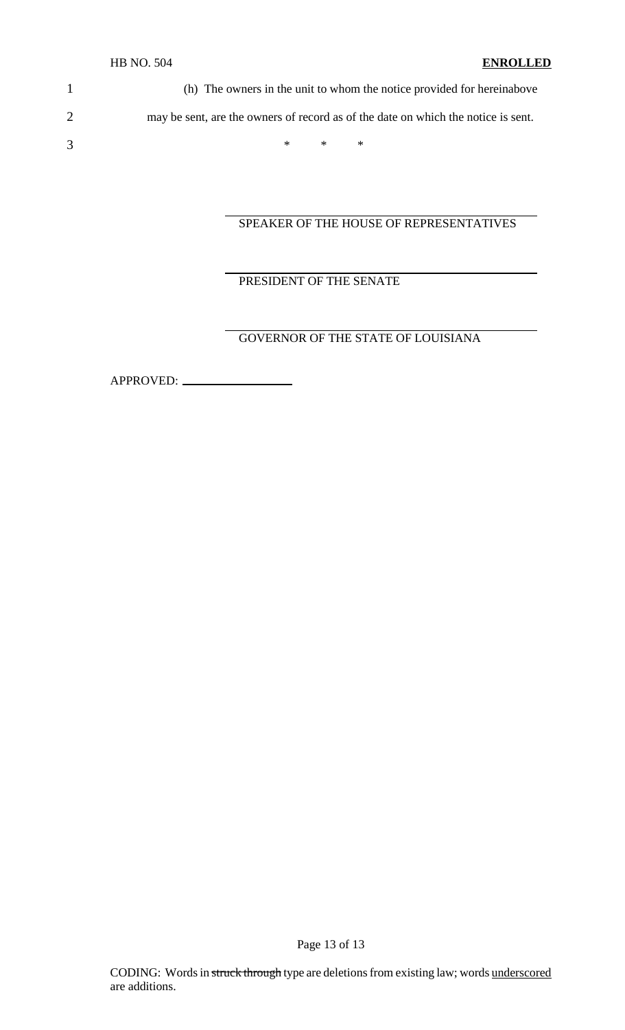(h) The owners in the unit to whom the notice provided for hereinabove may be sent, are the owners of record as of the date on which the notice is sent.

\* \* \*

SPEAKER OF THE HOUSE OF REPRESENTATIVES

PRESIDENT OF THE SENATE

GOVERNOR OF THE STATE OF LOUISIANA

APPROVED: \_\_\_\_\_\_\_\_\_\_\_\_\_\_\_\_\_\_

CODING: Words in ~~struck through~~ type are deletions from existing law; words <u>underscored</u> are additions.